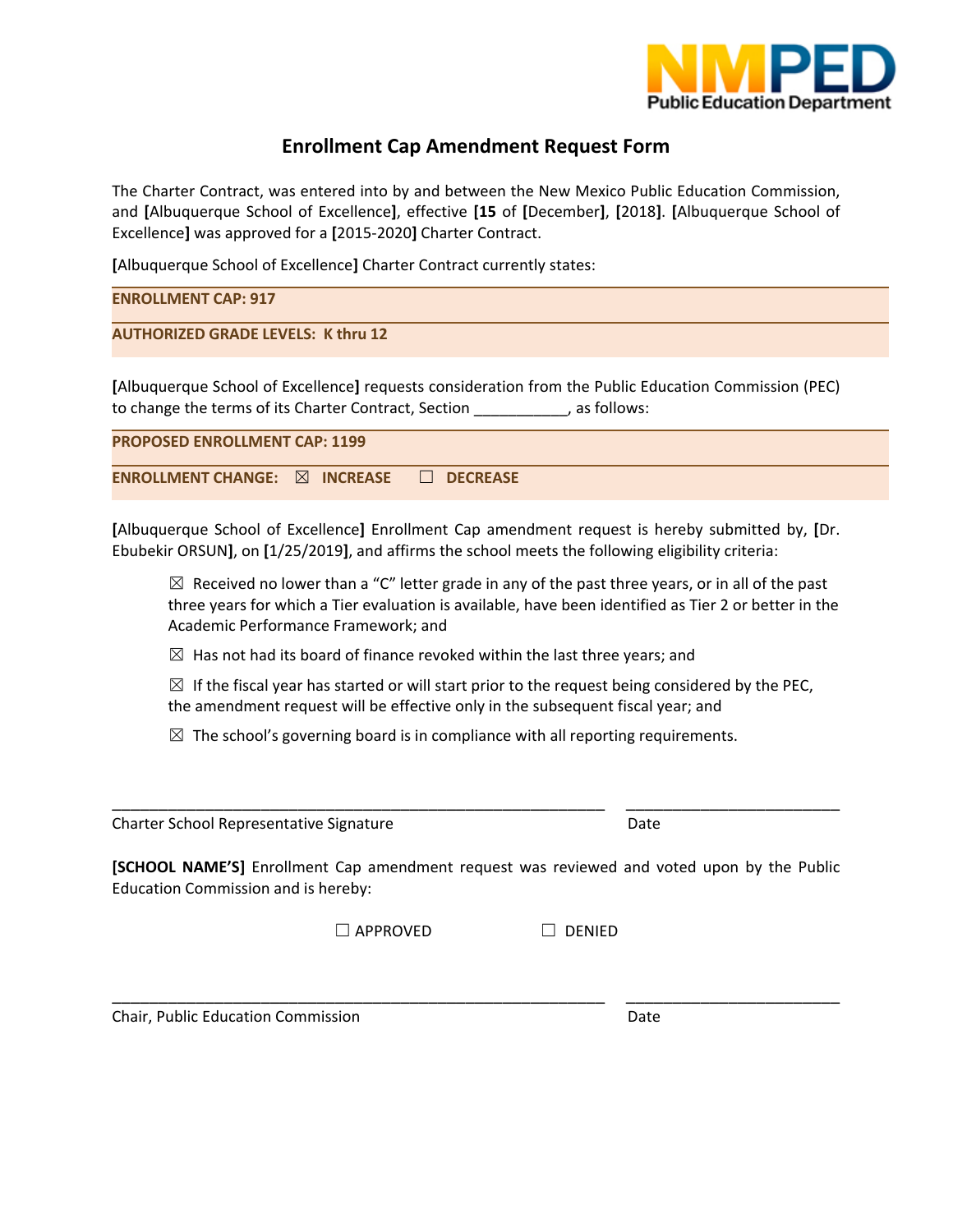# Enrollment Cap Amendment Request Form

The Charter Contract, was entered into by and between the New Mexico Public Education Commission, and **[**Albuquerque School of Excellence**]**, effective **[15** of **[**December**]**, **[**2018**]**. **[**Albuquerque School of Excellence**]** was approved for a **[**2015-2020**]** Charter Contract.

**[**Albuquerque School of Excellence**]** Charter Contract currently states:

**ENROLLMENT CAP: 917**

**AUTHORIZED GRADE LEVELS: K thru 12**

**[**Albuquerque School of Excellence**]** requests consideration from the Public Education Commission (PEC) to change the terms of its Charter Contract, Section ___________, as follows:

**PROPOSED ENROLLMENT CAP: 1199**

**ENROLLMENT CHANGE:** ☒ **INCREASE** ☐ **DECREASE**

**[**Albuquerque School of Excellence**]** Enrollment Cap amendment request is hereby submitted by, **[**Dr. Ebubekir ORSUN**]**, on **[**1/25/2019**]**, and affirms the school meets the following eligibility criteria:

☒ Received no lower than a "C" letter grade in any of the past three years, or in all of the past three years for which a Tier evaluation is available, have been identified as Tier 2 or better in the Academic Performance Framework; and

☒ Has not had its board of finance revoked within the last three years; and

☒ If the fiscal year has started or will start prior to the request being considered by the PEC, the amendment request will be effective only in the subsequent fiscal year; and

☒ The school's governing board is in compliance with all reporting requirements.

_____________________________________________ ____________________

Charter School Representative Signature Date

**[SCHOOL NAME'S]** Enrollment Cap amendment request was reviewed and voted upon by the Public Education Commission and is hereby:

☐ APPROVED ☐ DENIED

_____________________________________________ ____________________

Chair, Public Education Commission Date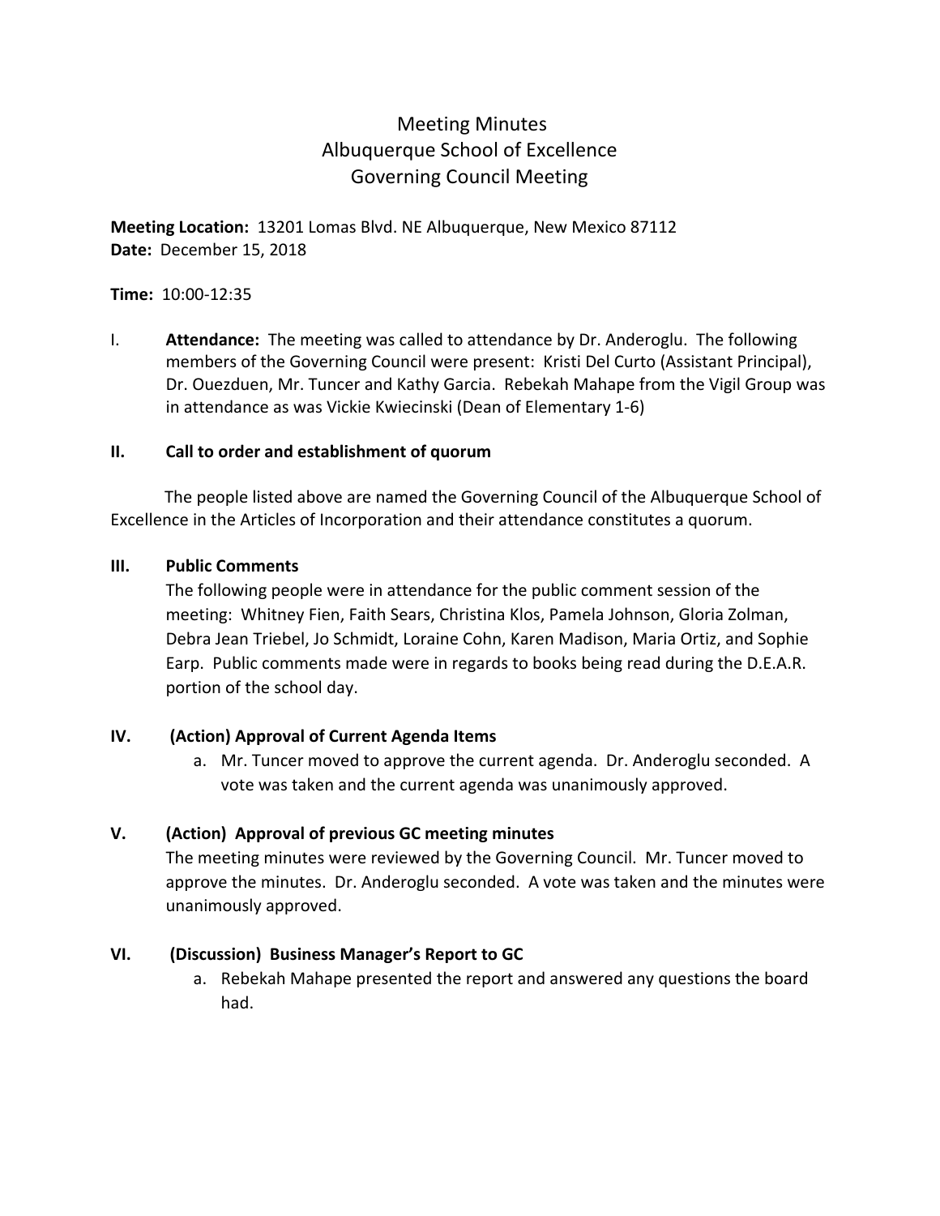# Meeting Minutes
# Albuquerque School of Excellence
# Governing Council Meeting

**Meeting Location:** 13201 Lomas Blvd. NE Albuquerque, New Mexico 87112
**Date:** December 15, 2018

**Time:** 10:00-12:35

I. **Attendance:** The meeting was called to attendance by Dr. Anderoglu. The following members of the Governing Council were present: Kristi Del Curto (Assistant Principal), Dr. Ouezduen, Mr. Tuncer and Kathy Garcia. Rebekah Mahape from the Vigil Group was in attendance as was Vickie Kwiecinski (Dean of Elementary 1-6)

**II. Call to order and establishment of quorum**

The people listed above are named the Governing Council of the Albuquerque School of Excellence in the Articles of Incorporation and their attendance constitutes a quorum.

**III. Public Comments**

The following people were in attendance for the public comment session of the meeting: Whitney Fien, Faith Sears, Christina Klos, Pamela Johnson, Gloria Zolman, Debra Jean Triebel, Jo Schmidt, Loraine Cohn, Karen Madison, Maria Ortiz, and Sophie Earp. Public comments made were in regards to books being read during the D.E.A.R. portion of the school day.

**IV. (Action) Approval of Current Agenda Items**

a. Mr. Tuncer moved to approve the current agenda. Dr. Anderoglu seconded. A vote was taken and the current agenda was unanimously approved.

**V. (Action) Approval of previous GC meeting minutes**

The meeting minutes were reviewed by the Governing Council. Mr. Tuncer moved to approve the minutes. Dr. Anderoglu seconded. A vote was taken and the minutes were unanimously approved.

**VI. (Discussion) Business Manager's Report to GC**

a. Rebekah Mahape presented the report and answered any questions the board had.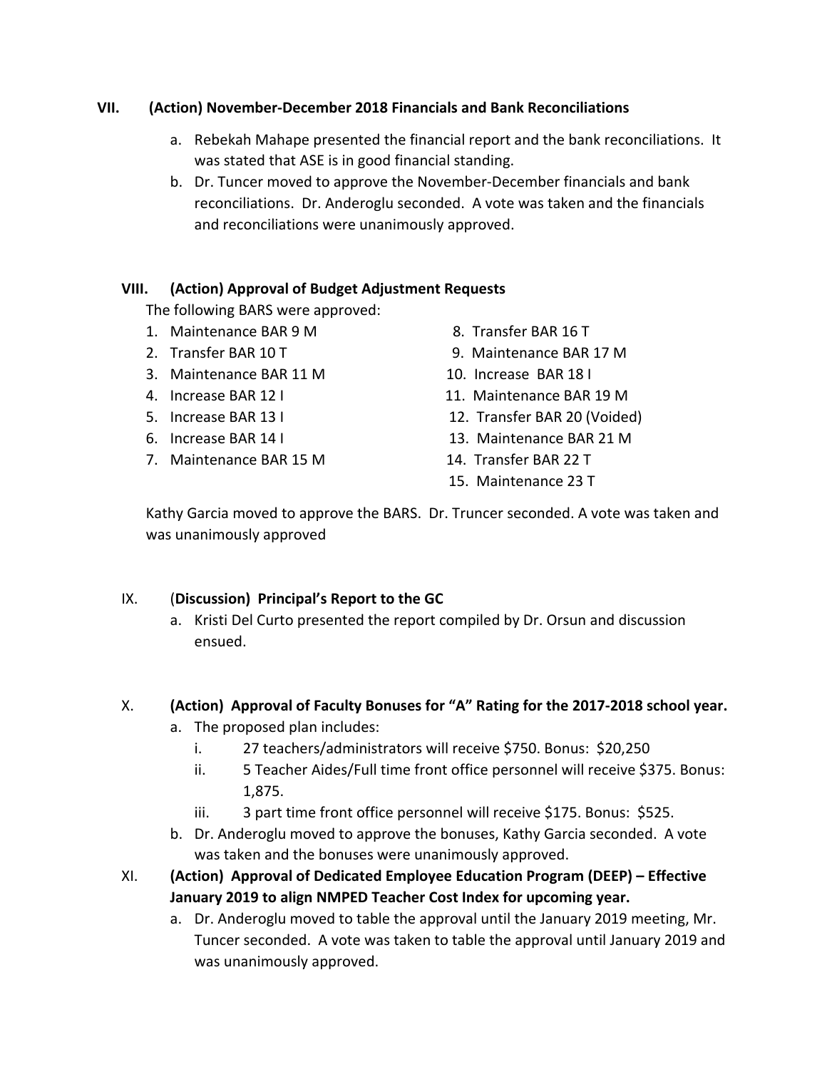**VII. (Action) November-December 2018 Financials and Bank Reconciliations**

a. Rebekah Mahape presented the financial report and the bank reconciliations. It was stated that ASE is in good financial standing.
b. Dr. Tuncer moved to approve the November-December financials and bank reconciliations. Dr. Anderoglu seconded. A vote was taken and the financials and reconciliations were unanimously approved.

**VIII. (Action) Approval of Budget Adjustment Requests**

The following BARS were approved:

1. Maintenance BAR 9 M
2. Transfer BAR 10 T
3. Maintenance BAR 11 M
4. Increase BAR 12 I
5. Increase BAR 13 I
6. Increase BAR 14 I
7. Maintenance BAR 15 M
8. Transfer BAR 16 T
9. Maintenance BAR 17 M
10. Increase BAR 18 I
11. Maintenance BAR 19 M
12. Transfer BAR 20 (Voided)
13. Maintenance BAR 21 M
14. Transfer BAR 22 T
15. Maintenance 23 T

Kathy Garcia moved to approve the BARS. Dr. Truncer seconded. A vote was taken and was unanimously approved

IX. (**Discussion) Principal's Report to the GC**

a. Kristi Del Curto presented the report compiled by Dr. Orsun and discussion ensued.

X. **(Action) Approval of Faculty Bonuses for "A" Rating for the 2017-2018 school year.**

a. The proposed plan includes:
   i. 27 teachers/administrators will receive $750. Bonus: $20,250
   ii. 5 Teacher Aides/Full time front office personnel will receive $375. Bonus: 1,875.
   iii. 3 part time front office personnel will receive $175. Bonus: $525.
b. Dr. Anderoglu moved to approve the bonuses, Kathy Garcia seconded. A vote was taken and the bonuses were unanimously approved.

XI. **(Action) Approval of Dedicated Employee Education Program (DEEP) – Effective January 2019 to align NMPED Teacher Cost Index for upcoming year.**

a. Dr. Anderoglu moved to table the approval until the January 2019 meeting, Mr. Tuncer seconded. A vote was taken to table the approval until January 2019 and was unanimously approved.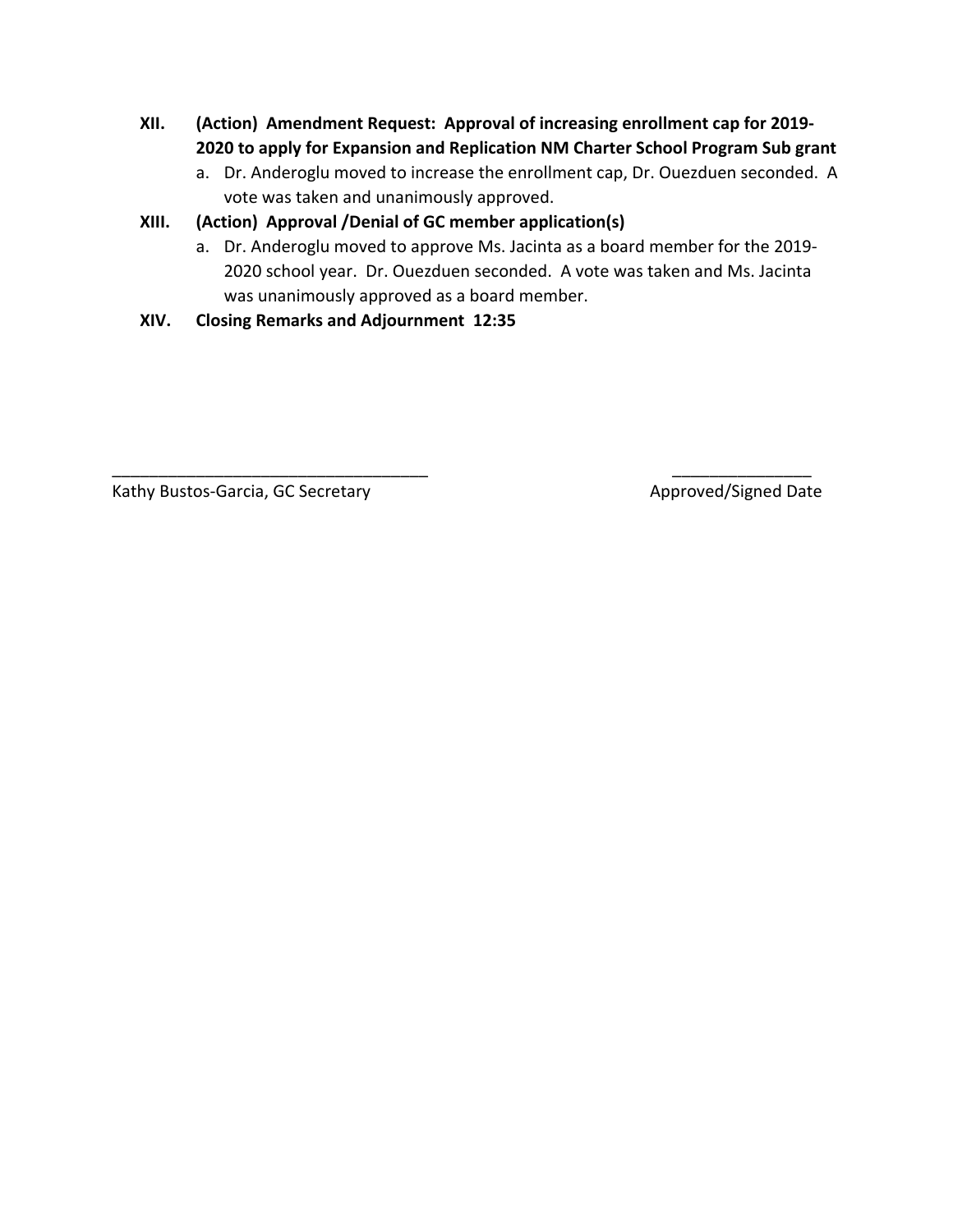**XII. (Action) Amendment Request: Approval of increasing enrollment cap for 2019-2020 to apply for Expansion and Replication NM Charter School Program Sub grant**

a. Dr. Anderoglu moved to increase the enrollment cap, Dr. Ouezduen seconded. A vote was taken and unanimously approved.

**XIII. (Action) Approval /Denial of GC member application(s)**

a. Dr. Anderoglu moved to approve Ms. Jacinta as a board member for the 2019-2020 school year. Dr. Ouezduen seconded. A vote was taken and Ms. Jacinta was unanimously approved as a board member.

**XIV. Closing Remarks and Adjournment 12:35**

___________________________________ _______________

Kathy Bustos-Garcia, GC Secretary Approved/Signed Date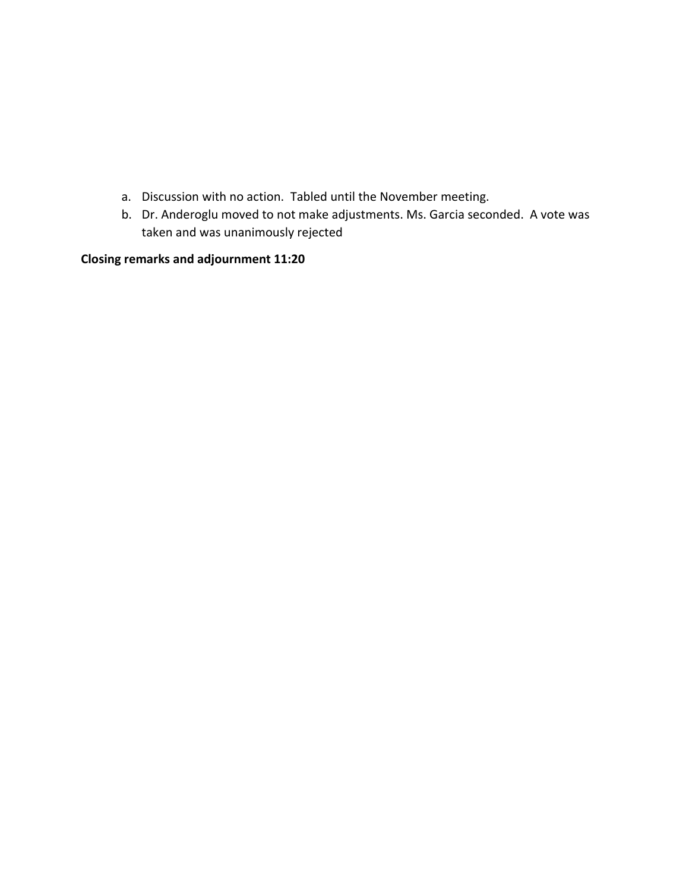a. Discussion with no action. Tabled until the November meeting.
b. Dr. Anderoglu moved to not make adjustments. Ms. Garcia seconded. A vote was taken and was unanimously rejected

**Closing remarks and adjournment 11:20**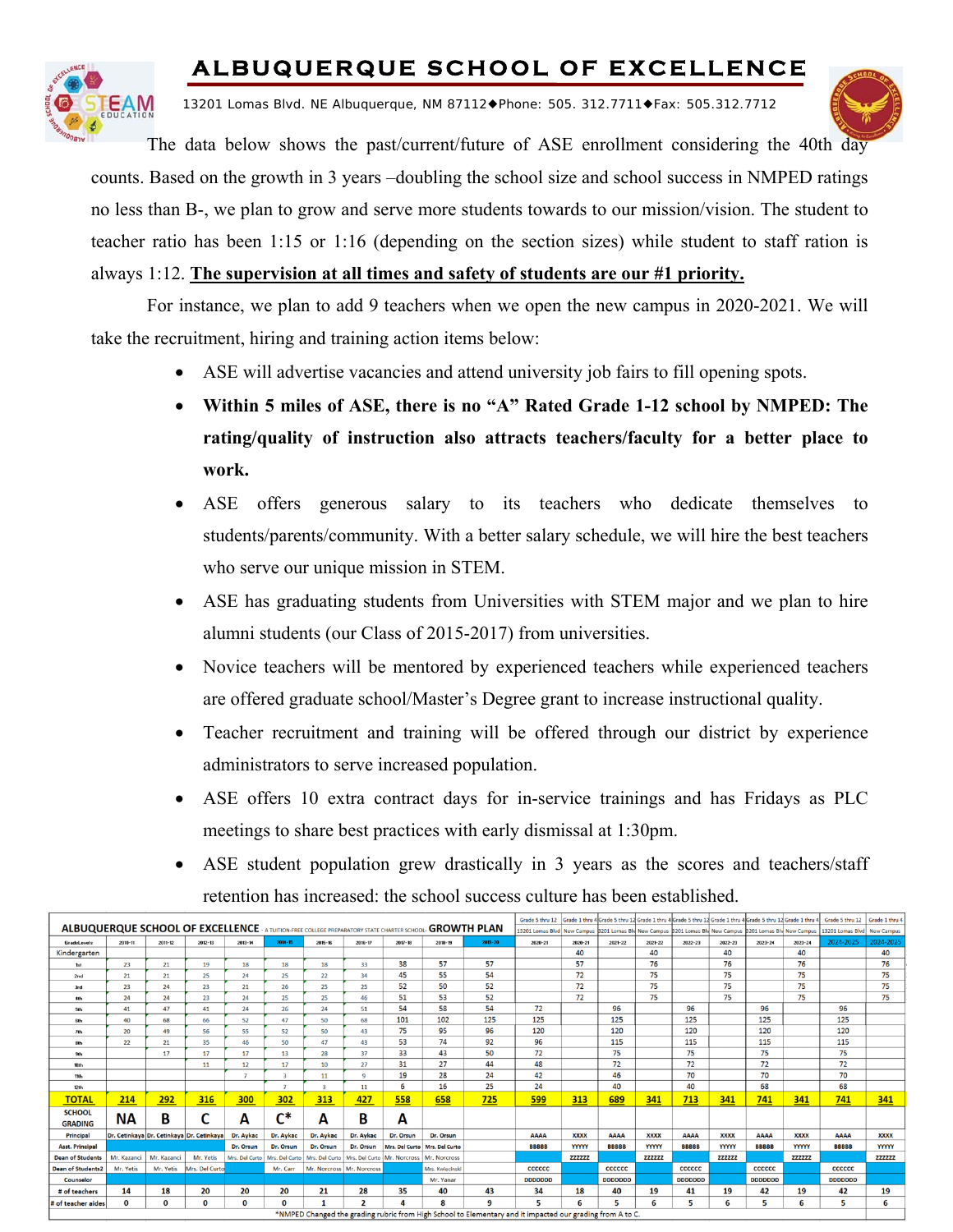The data below shows the past/current/future of ASE enrollment considering the 40th day counts. Based on the growth in 3 years –doubling the school size and school success in NMPED ratings no less than B-, we plan to grow and serve more students towards to our mission/vision. The student to teacher ratio has been 1:15 or 1:16 (depending on the section sizes) while student to staff ration is always 1:12. **The supervision at all times and safety of students are our #1 priority.**

For instance, we plan to add 9 teachers when we open the new campus in 2020-2021. We will take the recruitment, hiring and training action items below:

- ASE will advertise vacancies and attend university job fairs to fill opening spots.
- **Within 5 miles of ASE, there is no "A" Rated Grade 1-12 school by NMPED: The rating/quality of instruction also attracts teachers/faculty for a better place to work.**
- ASE offers generous salary to its teachers who dedicate themselves to students/parents/community. With a better salary schedule, we will hire the best teachers who serve our unique mission in STEM.
- ASE has graduating students from Universities with STEM major and we plan to hire alumni students (our Class of 2015-2017) from universities.
- Novice teachers will be mentored by experienced teachers while experienced teachers are offered graduate school/Master's Degree grant to increase instructional quality.
- Teacher recruitment and training will be offered through our district by experience administrators to serve increased population.
- ASE offers 10 extra contract days for in-service trainings and has Fridays as PLC meetings to share best practices with early dismissal at 1:30pm.
- ASE student population grew drastically in 3 years as the scores and teachers/staff retention has increased: the school success culture has been established.

**ALBUQUERQUE SCHOOL OF EXCELLENCE** - A TUITION-FREE COLLEGE PREPARATORY STATE CHARTER SCHOOL **GROWTH PLAN**

| | | | | | | | | | | | Grade 5 thru 12 | Grade 1 thru 4 | Grade 5 thru 12 | Grade 1 thru 4 | Grade 5 thru 12 | Grade 1 thru 4 | Grade 5 thru 12 | Grade 1 thru 4 | Grade 5 thru 12 | Grade 1 thru 4 |
|---|---|---|---|---|---|---|---|---|---|---|---|---|---|---|---|---|---|---|---|---|
| | | | | | | | | | | | 13201 Lomas Blvd | New Campus | 13201 Lomas Blvd | New Campus | 13201 Lomas Blvd | New Campus | 13201 Lomas Blvd | New Campus | 13201 Lomas Blvd | New Campus |
| Grade Levels | 2010-11 | 2011-12 | 2012-13 | 2013-14 | 2014-15 | 2015-16 | 2016-17 | 2017-18 | 2018-19 | 2019-20 | 2020-21 | 2020-21 | 2021-22 | 2021-22 | 2022-23 | 2022-23 | 2023-24 | 2023-24 | 2024-2025 | 2024-2025 |
| Kindergarten | | | | | | | | | | | | 40 | | 40 | | 40 | | 40 | | 40 |
| 1st | 23 | 21 | 19 | 18 | 18 | 18 | 33 | 38 | 57 | 57 | | 57 | | 76 | | 76 | | 76 | | 76 |
| 2nd | 21 | 21 | 25 | 24 | 25 | 22 | 34 | 45 | 55 | 54 | | 72 | | 75 | | 75 | | 75 | | 75 |
| 3rd | 23 | 24 | 23 | 21 | 26 | 25 | 25 | 52 | 50 | 52 | | 72 | | 75 | | 75 | | 75 | | 75 |
| 4th | 24 | 24 | 23 | 24 | 25 | 25 | 46 | 51 | 53 | 52 | | 72 | | 75 | | 75 | | 75 | | 75 |
| 5th | 41 | 47 | 41 | 24 | 26 | 24 | 51 | 54 | 58 | 54 | 72 | | 96 | | 96 | | 96 | | 96 | |
| 6th | 40 | 68 | 66 | 52 | 47 | 50 | 68 | 101 | 102 | 125 | 125 | | 125 | | 125 | | 125 | | 125 | |
| 7th | 20 | 49 | 56 | 55 | 52 | 50 | 43 | 75 | 95 | 96 | 120 | | 120 | | 120 | | 120 | | 120 | |
| 8th | 22 | 21 | 35 | 46 | 50 | 47 | 43 | 53 | 74 | 92 | 96 | | 115 | | 115 | | 115 | | 115 | |
| 9th | | 17 | 17 | 17 | 13 | 28 | 37 | 33 | 43 | 50 | 72 | | 75 | | 75 | | 75 | | 75 | |
| 10th | | | 11 | 12 | 17 | 10 | 27 | 31 | 27 | 44 | 48 | | 72 | | 72 | | 72 | | 72 | |
| 11th | | | | 7 | 3 | 11 | 9 | 19 | 28 | 24 | 42 | | 46 | | 70 | | 70 | | 70 | |
| 12th | | | | | 7 | 3 | 11 | 6 | 16 | 25 | 24 | | 40 | | 40 | | 68 | | 68 | |
| **TOTAL** | **214** | **292** | **316** | **300** | **302** | **313** | **427** | **558** | **658** | **725** | **599** | **313** | **689** | **341** | **713** | **341** | **741** | **341** | **741** | **341** |
| SCHOOL GRADING | NA | B | C | A | C* | A | B | A | | | | | | | | | | | | |
| Principal | Dr. Cetinkaya | Dr. Cetinkaya | Dr. Cetinkaya | Dr. Aykac | Dr. Aykac | Dr. Aykac | Dr. Aykac | Dr. Orsun | Dr. Orsun | | AAAA | XXXX | AAAA | XXXX | AAAA | XXXX | AAAA | XXXX | AAAA | XXXX |
| Asst. Principal | | | | Dr. Orsun | Dr. Orsun | Dr. Orsun | Dr. Orsun | Mrs. Del Curto | Mrs. Del Curto | | BBBBB | YYYYY | BBBBB | YYYYY | BBBBB | YYYYY | BBBBB | YYYYY | BBBBB | YYYYY |
| Dean of Students | Mr. Kazanci | Mr. Kazanci | Mr. Yetis | Mrs. Del Curto | Mrs. Del Curto | Mrs. Del Curto | Mrs. Del Curto | Mr. Norcross | Mr. Norcross | | | ZZZZZZ | | ZZZZZZ | | ZZZZZZ | | ZZZZZZ | | ZZZZZZ |
| Dean of Students2 | Mr. Yetis | Mr. Yetis | Mrs. Del Curto | | Mr. Carr | Mr. Norcross | Mr. Norcross | | Mrs. Kwiecinski | | CCCCCC | | CCCCCC | | CCCCCC | | CCCCCC | | CCCCCC | |
| Counselor | | | | | | | | | Mr. Yanar | | DDDDDDD | | DDDDDDD | | DDDDDDD | | DDDDDDD | | DDDDDDD | |
| # of teachers | 14 | 18 | 20 | 20 | 20 | 21 | 28 | 35 | 40 | 43 | 34 | 18 | 40 | 19 | 41 | 19 | 42 | 19 | 42 | 19 |
| # of teacher aides | 0 | 0 | 0 | 0 | 0 | 1 | 2 | 4 | 8 | 9 | 5 | 6 | 5 | 6 | 5 | 6 | 5 | 6 | 5 | 6 |

*NMPED Changed the grading rubric from High School to Elementary and it impacted our grading from A to C.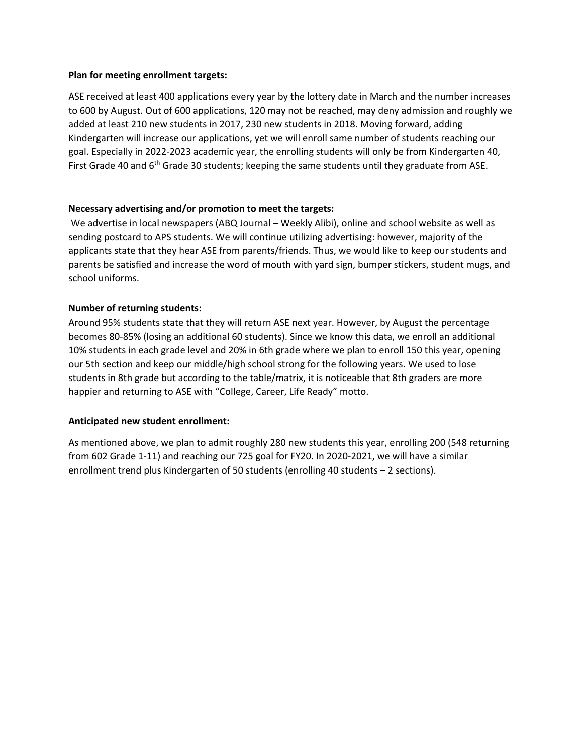**Plan for meeting enrollment targets:**

ASE received at least 400 applications every year by the lottery date in March and the number increases to 600 by August. Out of 600 applications, 120 may not be reached, may deny admission and roughly we added at least 210 new students in 2017, 230 new students in 2018. Moving forward, adding Kindergarten will increase our applications, yet we will enroll same number of students reaching our goal. Especially in 2022-2023 academic year, the enrolling students will only be from Kindergarten 40, First Grade 40 and 6th Grade 30 students; keeping the same students until they graduate from ASE.

**Necessary advertising and/or promotion to meet the targets:**

We advertise in local newspapers (ABQ Journal – Weekly Alibi), online and school website as well as sending postcard to APS students. We will continue utilizing advertising: however, majority of the applicants state that they hear ASE from parents/friends. Thus, we would like to keep our students and parents be satisfied and increase the word of mouth with yard sign, bumper stickers, student mugs, and school uniforms.

**Number of returning students:**

Around 95% students state that they will return ASE next year. However, by August the percentage becomes 80-85% (losing an additional 60 students). Since we know this data, we enroll an additional 10% students in each grade level and 20% in 6th grade where we plan to enroll 150 this year, opening our 5th section and keep our middle/high school strong for the following years. We used to lose students in 8th grade but according to the table/matrix, it is noticeable that 8th graders are more happier and returning to ASE with "College, Career, Life Ready" motto.

**Anticipated new student enrollment:**

As mentioned above, we plan to admit roughly 280 new students this year, enrolling 200 (548 returning from 602 Grade 1-11) and reaching our 725 goal for FY20. In 2020-2021, we will have a similar enrollment trend plus Kindergarten of 50 students (enrolling 40 students – 2 sections).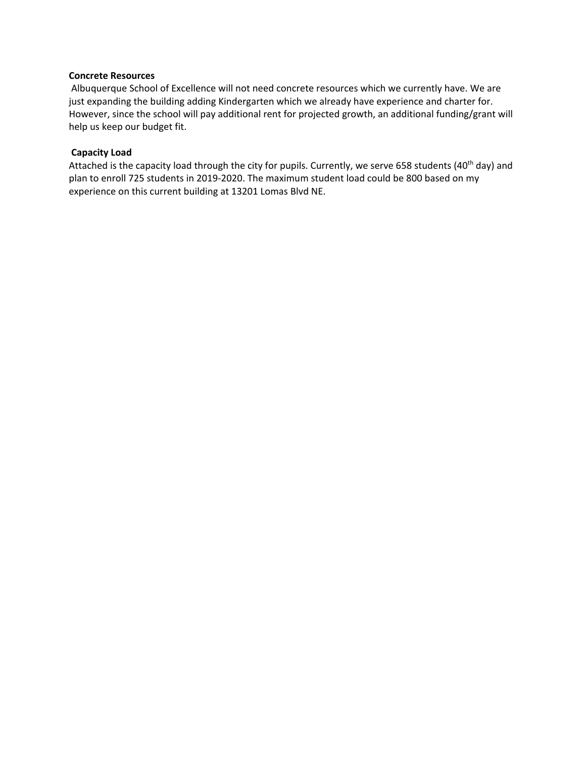**Concrete Resources**

Albuquerque School of Excellence will not need concrete resources which we currently have. We are just expanding the building adding Kindergarten which we already have experience and charter for. However, since the school will pay additional rent for projected growth, an additional funding/grant will help us keep our budget fit.

**Capacity Load**

Attached is the capacity load through the city for pupils. Currently, we serve 658 students (40th day) and plan to enroll 725 students in 2019-2020. The maximum student load could be 800 based on my experience on this current building at 13201 Lomas Blvd NE.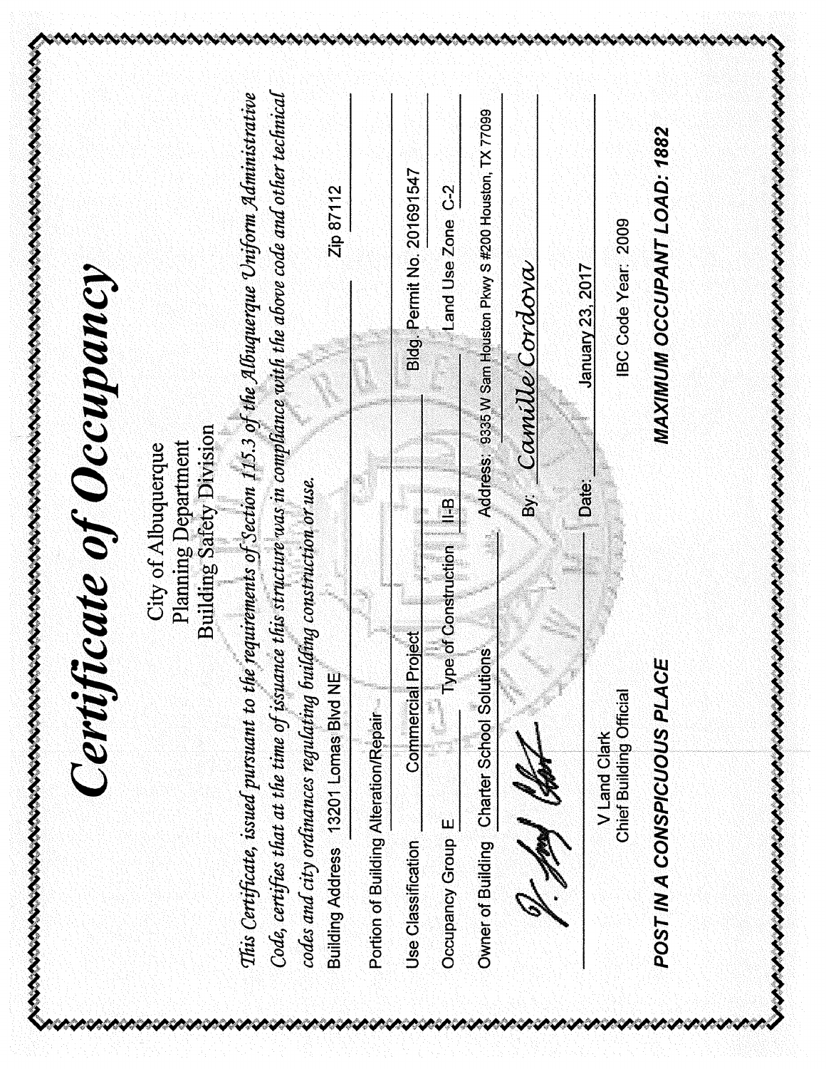# Certificate of Occupancy

City of Albuquerque
Planning Department
Building Safety Division

*This Certificate, issued pursuant to the requirements of Section 115.3 of the Albuquerque Uniform Administrative Code, certifies that at the time of issuance this structure was in compliance with the above code and other technical codes and city ordinances regulating building construction or use.*

Building Address 13201 Lomas Blvd NE Zip 87112

Portion of Building Alteration/Repair

Use Classification Commercial Project Bldg. Permit No. 201691547

Occupancy Group E Type of Construction II-B Land Use Zone C-2

Owner of Building Charter School Solutions Address: 9335 W Sam Houston Pkwy S #200 Houston, TX 77099

By: Camille Cordova

V Land Clark
Chief Building Official

Date: January 23, 2017

IBC Code Year: 2009

**POST IN A CONSPICUOUS PLACE**

**MAXIMUM OCCUPANT LOAD: 1882**